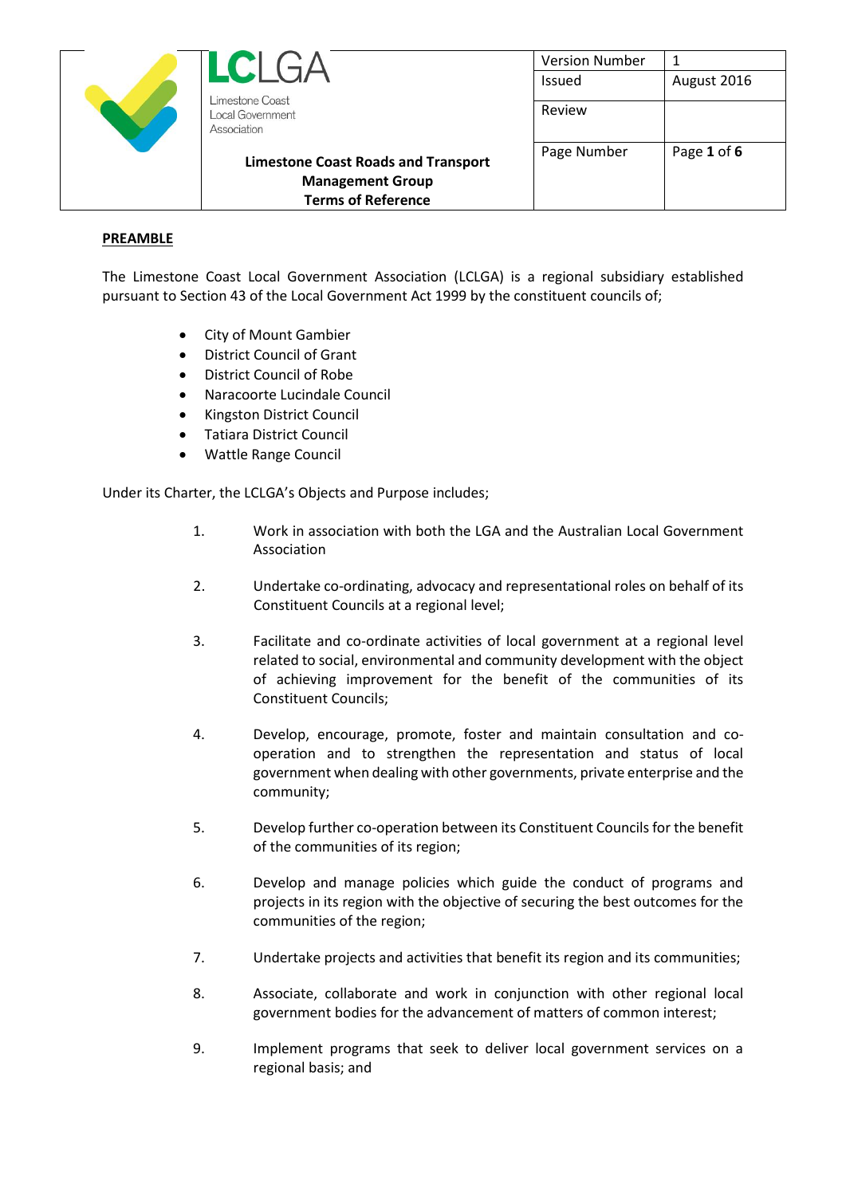| LCLGA Limestone Coast Local Government Association | Version Number | 1 |
|---|---|---|
| | Issued | August 2016 |
| | Review | |
| **Limestone Coast Roads and Transport Management Group Terms of Reference** | Page Number | Page **1** of **6** |

**PREAMBLE**

The Limestone Coast Local Government Association (LCLGA) is a regional subsidiary established pursuant to Section 43 of the Local Government Act 1999 by the constituent councils of;

- City of Mount Gambier
- District Council of Grant
- District Council of Robe
- Naracoorte Lucindale Council
- Kingston District Council
- Tatiara District Council
- Wattle Range Council

Under its Charter, the LCLGA's Objects and Purpose includes;

1. Work in association with both the LGA and the Australian Local Government Association
2. Undertake co-ordinating, advocacy and representational roles on behalf of its Constituent Councils at a regional level;
3. Facilitate and co-ordinate activities of local government at a regional level related to social, environmental and community development with the object of achieving improvement for the benefit of the communities of its Constituent Councils;
4. Develop, encourage, promote, foster and maintain consultation and co-operation and to strengthen the representation and status of local government when dealing with other governments, private enterprise and the community;
5. Develop further co-operation between its Constituent Councils for the benefit of the communities of its region;
6. Develop and manage policies which guide the conduct of programs and projects in its region with the objective of securing the best outcomes for the communities of the region;
7. Undertake projects and activities that benefit its region and its communities;
8. Associate, collaborate and work in conjunction with other regional local government bodies for the advancement of matters of common interest;
9. Implement programs that seek to deliver local government services on a regional basis; and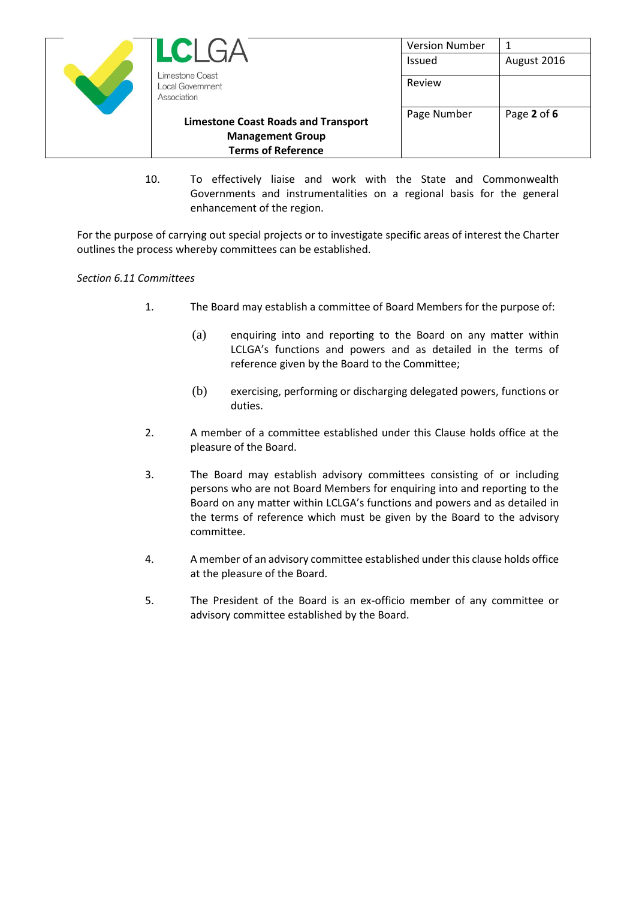10. To effectively liaise and work with the State and Commonwealth Governments and instrumentalities on a regional basis for the general enhancement of the region.

For the purpose of carrying out special projects or to investigate specific areas of interest the Charter outlines the process whereby committees can be established.

*Section 6.11 Committees*

1. The Board may establish a committee of Board Members for the purpose of:

   (a) enquiring into and reporting to the Board on any matter within LCLGA's functions and powers and as detailed in the terms of reference given by the Board to the Committee;

   (b) exercising, performing or discharging delegated powers, functions or duties.

2. A member of a committee established under this Clause holds office at the pleasure of the Board.

3. The Board may establish advisory committees consisting of or including persons who are not Board Members for enquiring into and reporting to the Board on any matter within LCLGA's functions and powers and as detailed in the terms of reference which must be given by the Board to the advisory committee.

4. A member of an advisory committee established under this clause holds office at the pleasure of the Board.

5. The President of the Board is an ex-officio member of any committee or advisory committee established by the Board.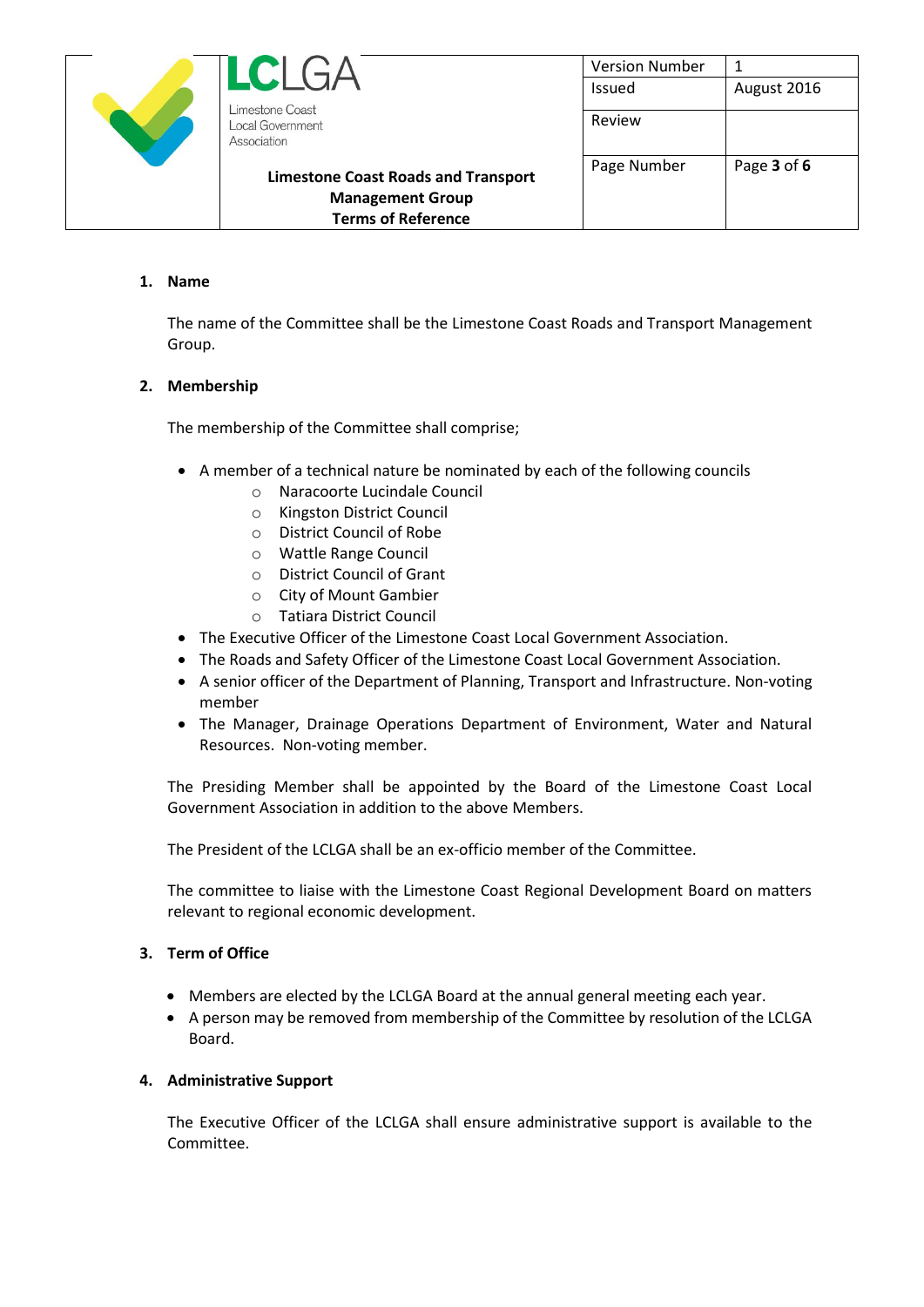## 1. Name

The name of the Committee shall be the Limestone Coast Roads and Transport Management Group.

## 2. Membership

The membership of the Committee shall comprise;

- A member of a technical nature be nominated by each of the following councils
    - Naracoorte Lucindale Council
    - Kingston District Council
    - District Council of Robe
    - Wattle Range Council
    - District Council of Grant
    - City of Mount Gambier
    - Tatiara District Council
- The Executive Officer of the Limestone Coast Local Government Association.
- The Roads and Safety Officer of the Limestone Coast Local Government Association.
- A senior officer of the Department of Planning, Transport and Infrastructure. Non-voting member
- The Manager, Drainage Operations Department of Environment, Water and Natural Resources. Non-voting member.

The Presiding Member shall be appointed by the Board of the Limestone Coast Local Government Association in addition to the above Members.

The President of the LCLGA shall be an ex-officio member of the Committee.

The committee to liaise with the Limestone Coast Regional Development Board on matters relevant to regional economic development.

## 3. Term of Office

- Members are elected by the LCLGA Board at the annual general meeting each year.
- A person may be removed from membership of the Committee by resolution of the LCLGA Board.

## 4. Administrative Support

The Executive Officer of the LCLGA shall ensure administrative support is available to the Committee.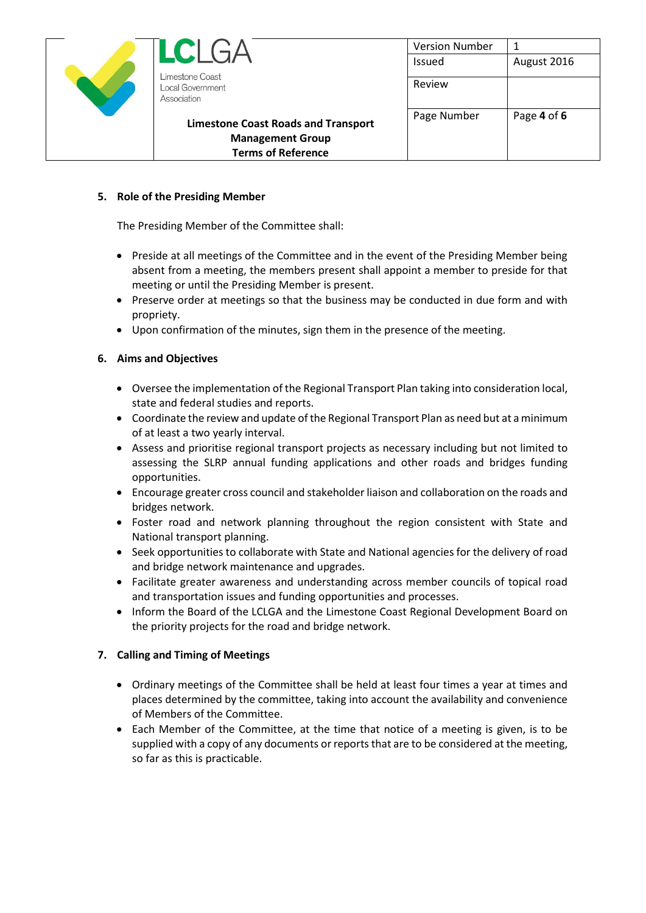## 5. Role of the Presiding Member

The Presiding Member of the Committee shall:

- Preside at all meetings of the Committee and in the event of the Presiding Member being absent from a meeting, the members present shall appoint a member to preside for that meeting or until the Presiding Member is present.
- Preserve order at meetings so that the business may be conducted in due form and with propriety.
- Upon confirmation of the minutes, sign them in the presence of the meeting.

## 6. Aims and Objectives

- Oversee the implementation of the Regional Transport Plan taking into consideration local, state and federal studies and reports.
- Coordinate the review and update of the Regional Transport Plan as need but at a minimum of at least a two yearly interval.
- Assess and prioritise regional transport projects as necessary including but not limited to assessing the SLRP annual funding applications and other roads and bridges funding opportunities.
- Encourage greater cross council and stakeholder liaison and collaboration on the roads and bridges network.
- Foster road and network planning throughout the region consistent with State and National transport planning.
- Seek opportunities to collaborate with State and National agencies for the delivery of road and bridge network maintenance and upgrades.
- Facilitate greater awareness and understanding across member councils of topical road and transportation issues and funding opportunities and processes.
- Inform the Board of the LCLGA and the Limestone Coast Regional Development Board on the priority projects for the road and bridge network.

## 7. Calling and Timing of Meetings

- Ordinary meetings of the Committee shall be held at least four times a year at times and places determined by the committee, taking into account the availability and convenience of Members of the Committee.
- Each Member of the Committee, at the time that notice of a meeting is given, is to be supplied with a copy of any documents or reports that are to be considered at the meeting, so far as this is practicable.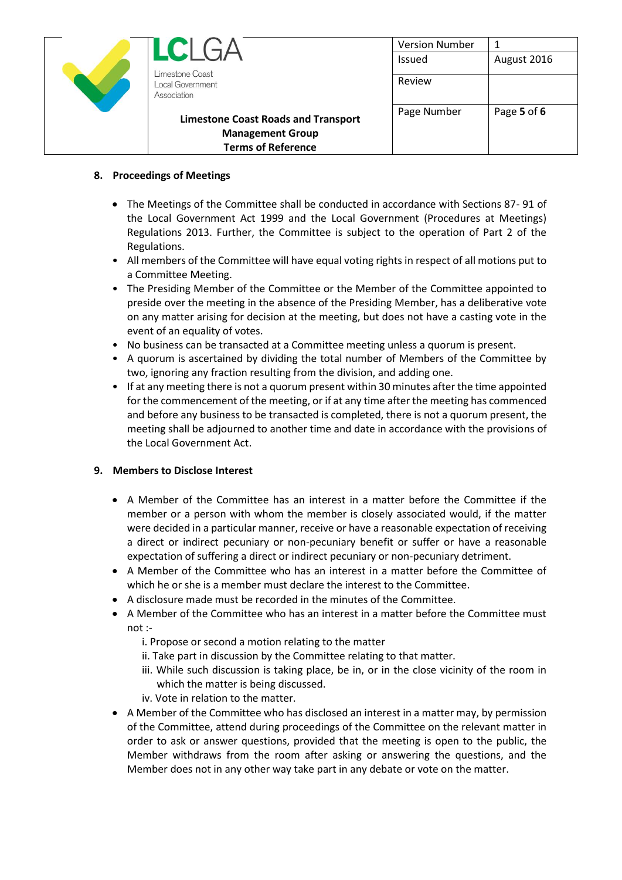## 8. Proceedings of Meetings

- The Meetings of the Committee shall be conducted in accordance with Sections 87- 91 of the Local Government Act 1999 and the Local Government (Procedures at Meetings) Regulations 2013. Further, the Committee is subject to the operation of Part 2 of the Regulations.
- All members of the Committee will have equal voting rights in respect of all motions put to a Committee Meeting.
- The Presiding Member of the Committee or the Member of the Committee appointed to preside over the meeting in the absence of the Presiding Member, has a deliberative vote on any matter arising for decision at the meeting, but does not have a casting vote in the event of an equality of votes.
- No business can be transacted at a Committee meeting unless a quorum is present.
- A quorum is ascertained by dividing the total number of Members of the Committee by two, ignoring any fraction resulting from the division, and adding one.
- If at any meeting there is not a quorum present within 30 minutes after the time appointed for the commencement of the meeting, or if at any time after the meeting has commenced and before any business to be transacted is completed, there is not a quorum present, the meeting shall be adjourned to another time and date in accordance with the provisions of the Local Government Act.

## 9. Members to Disclose Interest

- A Member of the Committee has an interest in a matter before the Committee if the member or a person with whom the member is closely associated would, if the matter were decided in a particular manner, receive or have a reasonable expectation of receiving a direct or indirect pecuniary or non-pecuniary benefit or suffer or have a reasonable expectation of suffering a direct or indirect pecuniary or non-pecuniary detriment.
- A Member of the Committee who has an interest in a matter before the Committee of which he or she is a member must declare the interest to the Committee.
- A disclosure made must be recorded in the minutes of the Committee.
- A Member of the Committee who has an interest in a matter before the Committee must not :-
  - i. Propose or second a motion relating to the matter
  - ii. Take part in discussion by the Committee relating to that matter.
  - iii. While such discussion is taking place, be in, or in the close vicinity of the room in which the matter is being discussed.
  - iv. Vote in relation to the matter.
- A Member of the Committee who has disclosed an interest in a matter may, by permission of the Committee, attend during proceedings of the Committee on the relevant matter in order to ask or answer questions, provided that the meeting is open to the public, the Member withdraws from the room after asking or answering the questions, and the Member does not in any other way take part in any debate or vote on the matter.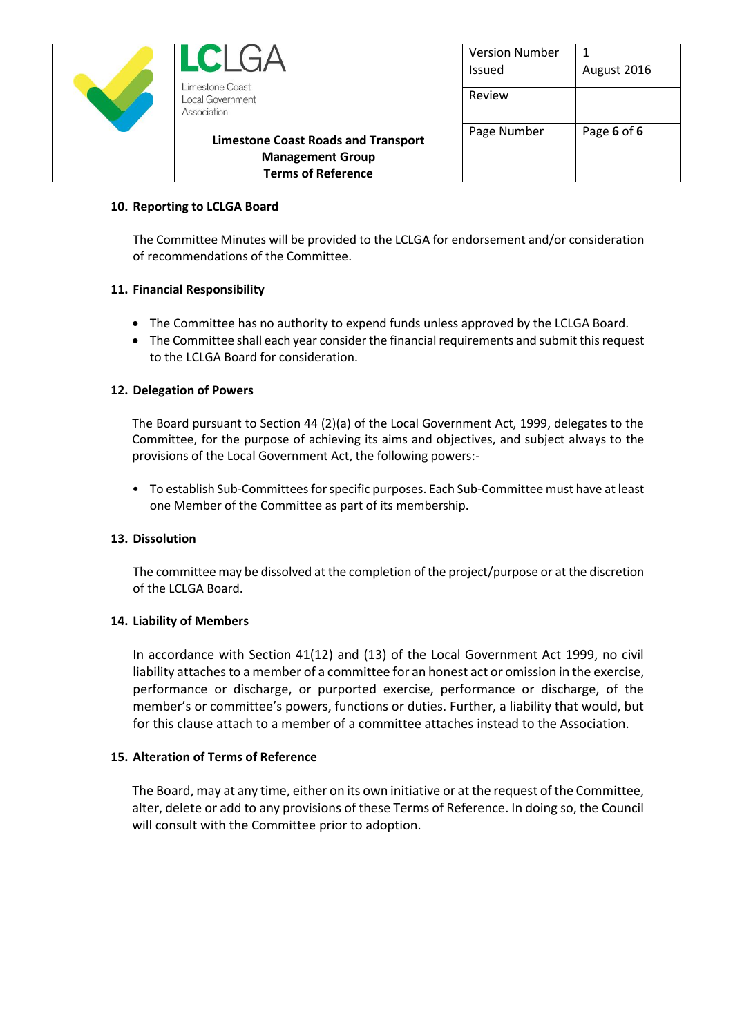## 10. Reporting to LCLGA Board

The Committee Minutes will be provided to the LCLGA for endorsement and/or consideration of recommendations of the Committee.

## 11. Financial Responsibility

- The Committee has no authority to expend funds unless approved by the LCLGA Board.
- The Committee shall each year consider the financial requirements and submit this request to the LCLGA Board for consideration.

## 12. Delegation of Powers

The Board pursuant to Section 44 (2)(a) of the Local Government Act, 1999, delegates to the Committee, for the purpose of achieving its aims and objectives, and subject always to the provisions of the Local Government Act, the following powers:-

- To establish Sub-Committees for specific purposes. Each Sub-Committee must have at least one Member of the Committee as part of its membership.

## 13. Dissolution

The committee may be dissolved at the completion of the project/purpose or at the discretion of the LCLGA Board.

## 14. Liability of Members

In accordance with Section 41(12) and (13) of the Local Government Act 1999, no civil liability attaches to a member of a committee for an honest act or omission in the exercise, performance or discharge, or purported exercise, performance or discharge, of the member's or committee's powers, functions or duties. Further, a liability that would, but for this clause attach to a member of a committee attaches instead to the Association.

## 15. Alteration of Terms of Reference

The Board, may at any time, either on its own initiative or at the request of the Committee, alter, delete or add to any provisions of these Terms of Reference. In doing so, the Council will consult with the Committee prior to adoption.